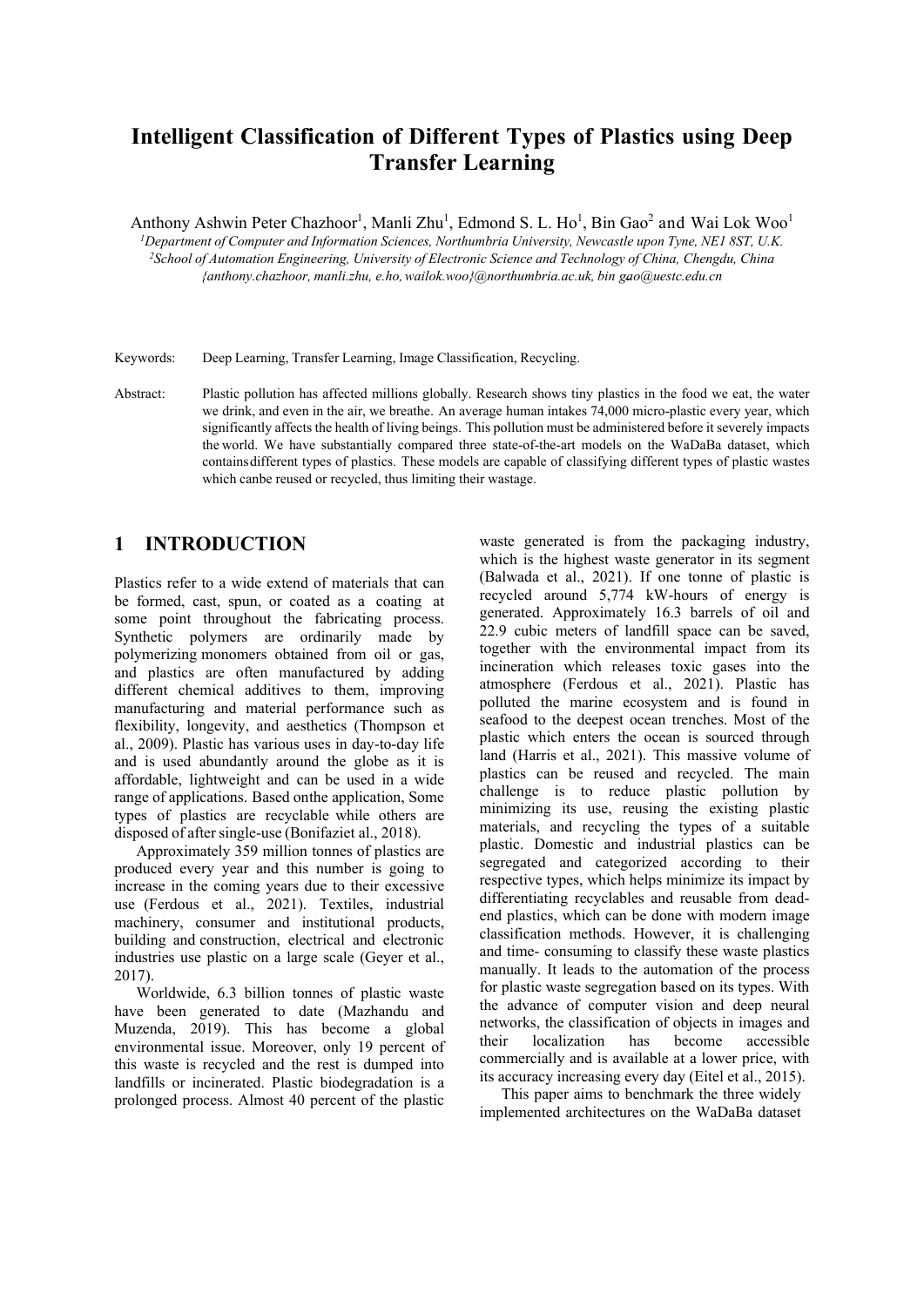# Intelligent Classification of Different Types of Plastics using Deep Transfer Learning

Anthony Ashwin Peter Chazhoor[1], Manli Zhu[1], Edmond S. L. Ho[1], Bin Gao[2] and Wai Lok Woo[1]

[1]*Department of Computer and Information Sciences, Northumbria University, Newcastle upon Tyne, NE1 8ST, U.K.*
[2]*School of Automation Engineering, University of Electronic Science and Technology of China, Chengdu, China*
*{anthony.chazhoor, manli.zhu, e.ho, wailok.woo}@northumbria.ac.uk, bin gao@uestc.edu.cn*

Keywords: Deep Learning, Transfer Learning, Image Classification, Recycling.

Abstract: Plastic pollution has affected millions globally. Research shows tiny plastics in the food we eat, the water we drink, and even in the air, we breathe. An average human intakes 74,000 micro-plastic every year, which significantly affects the health of living beings. This pollution must be administered before it severely impacts the world. We have substantially compared three state-of-the-art models on the WaDaBa dataset, which contains different types of plastics. These models are capable of classifying different types of plastic wastes which canbe reused or recycled, thus limiting their wastage.

## 1 INTRODUCTION

Plastics refer to a wide extend of materials that can be formed, cast, spun, or coated as a coating at some point throughout the fabricating process. Synthetic polymers are ordinarily made by polymerizing monomers obtained from oil or gas, and plastics are often manufactured by adding different chemical additives to them, improving manufacturing and material performance such as flexibility, longevity, and aesthetics (Thompson et al., 2009). Plastic has various uses in day-to-day life and is used abundantly around the globe as it is affordable, lightweight and can be used in a wide range of applications. Based onthe application, Some types of plastics are recyclable while others are disposed of after single-use (Bonifaziet al., 2018).

Approximately 359 million tonnes of plastics are produced every year and this number is going to increase in the coming years due to their excessive use (Ferdous et al., 2021). Textiles, industrial machinery, consumer and institutional products, building and construction, electrical and electronic industries use plastic on a large scale (Geyer et al., 2017).

Worldwide, 6.3 billion tonnes of plastic waste have been generated to date (Mazhandu and Muzenda, 2019). This has become a global environmental issue. Moreover, only 19 percent of this waste is recycled and the rest is dumped into landfills or incinerated. Plastic biodegradation is a prolonged process. Almost 40 percent of the plastic waste generated is from the packaging industry, which is the highest waste generator in its segment (Balwada et al., 2021). If one tonne of plastic is recycled around 5,774 kW-hours of energy is generated. Approximately 16.3 barrels of oil and 22.9 cubic meters of landfill space can be saved, together with the environmental impact from its incineration which releases toxic gases into the atmosphere (Ferdous et al., 2021). Plastic has polluted the marine ecosystem and is found in seafood to the deepest ocean trenches. Most of the plastic which enters the ocean is sourced through land (Harris et al., 2021). This massive volume of plastics can be reused and recycled. The main challenge is to reduce plastic pollution by minimizing its use, reusing the existing plastic materials, and recycling the types of a suitable plastic. Domestic and industrial plastics can be segregated and categorized according to their respective types, which helps minimize its impact by differentiating recyclables and reusable from dead-end plastics, which can be done with modern image classification methods. However, it is challenging and time- consuming to classify these waste plastics manually. It leads to the automation of the process for plastic waste segregation based on its types. With the advance of computer vision and deep neural networks, the classification of objects in images and their localization has become accessible commercially and is available at a lower price, with its accuracy increasing every day (Eitel et al., 2015).

This paper aims to benchmark the three widely implemented architectures on the WaDaBa dataset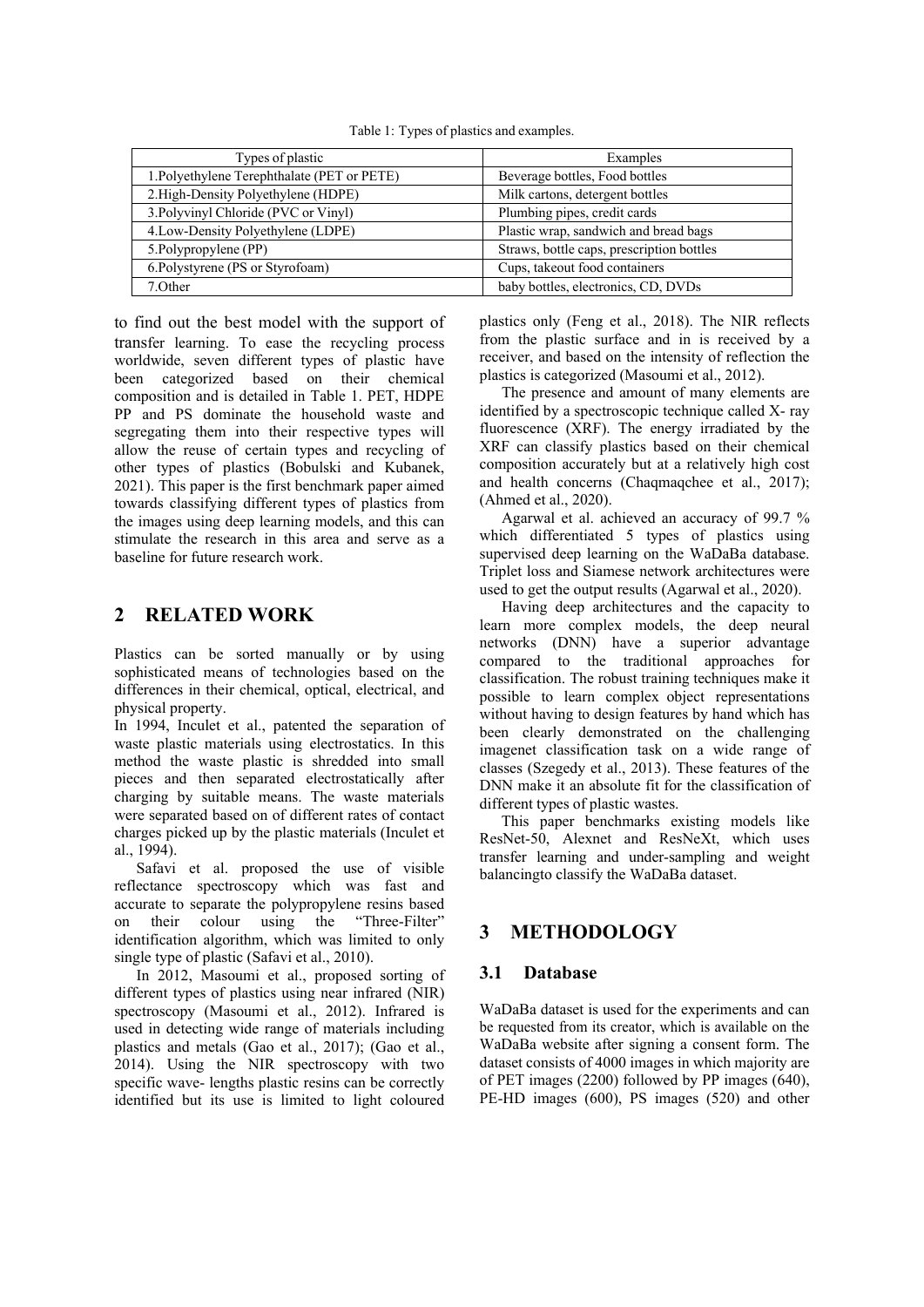Table 1: Types of plastics and examples.

| Types of plastic | Examples |
| --- | --- |
| 1.Polyethylene Terephthalate (PET or PETE) | Beverage bottles, Food bottles |
| 2.High-Density Polyethylene (HDPE) | Milk cartons, detergent bottles |
| 3.Polyvinyl Chloride (PVC or Vinyl) | Plumbing pipes, credit cards |
| 4.Low-Density Polyethylene (LDPE) | Plastic wrap, sandwich and bread bags |
| 5.Polypropylene (PP) | Straws, bottle caps, prescription bottles |
| 6.Polystyrene (PS or Styrofoam) | Cups, takeout food containers |
| 7.Other | baby bottles, electronics, CD, DVDs |

to find out the best model with the support of transfer learning. To ease the recycling process worldwide, seven different types of plastic have been categorized based on their chemical composition and is detailed in Table 1. PET, HDPE PP and PS dominate the household waste and segregating them into their respective types will allow the reuse of certain types and recycling of other types of plastics (Bobulski and Kubanek, 2021). This paper is the first benchmark paper aimed towards classifying different types of plastics from the images using deep learning models, and this can stimulate the research in this area and serve as a baseline for future research work.

## 2 RELATED WORK

Plastics can be sorted manually or by using sophisticated means of technologies based on the differences in their chemical, optical, electrical, and physical property.

In 1994, Inculet et al., patented the separation of waste plastic materials using electrostatics. In this method the waste plastic is shredded into small pieces and then separated electrostatically after charging by suitable means. The waste materials were separated based on of different rates of contact charges picked up by the plastic materials (Inculet et al., 1994).

Safavi et al. proposed the use of visible reflectance spectroscopy which was fast and accurate to separate the polypropylene resins based on their colour using the "Three-Filter" identification algorithm, which was limited to only single type of plastic (Safavi et al., 2010).

In 2012, Masoumi et al., proposed sorting of different types of plastics using near infrared (NIR) spectroscopy (Masoumi et al., 2012). Infrared is used in detecting wide range of materials including plastics and metals (Gao et al., 2017); (Gao et al., 2014). Using the NIR spectroscopy with two specific wave- lengths plastic resins can be correctly identified but its use is limited to light coloured plastics only (Feng et al., 2018). The NIR reflects from the plastic surface and in is received by a receiver, and based on the intensity of reflection the plastics is categorized (Masoumi et al., 2012).

The presence and amount of many elements are identified by a spectroscopic technique called X- ray fluorescence (XRF). The energy irradiated by the XRF can classify plastics based on their chemical composition accurately but at a relatively high cost and health concerns (Chaqmaqchee et al., 2017); (Ahmed et al., 2020).

Agarwal et al. achieved an accuracy of 99.7 % which differentiated 5 types of plastics using supervised deep learning on the WaDaBa database. Triplet loss and Siamese network architectures were used to get the output results (Agarwal et al., 2020).

Having deep architectures and the capacity to learn more complex models, the deep neural networks (DNN) have a superior advantage compared to the traditional approaches for classification. The robust training techniques make it possible to learn complex object representations without having to design features by hand which has been clearly demonstrated on the challenging imagenet classification task on a wide range of classes (Szegedy et al., 2013). These features of the DNN make it an absolute fit for the classification of different types of plastic wastes.

This paper benchmarks existing models like ResNet-50, Alexnet and ResNeXt, which uses transfer learning and under-sampling and weight balancingto classify the WaDaBa dataset.

## 3 METHODOLOGY

### 3.1 Database

WaDaBa dataset is used for the experiments and can be requested from its creator, which is available on the WaDaBa website after signing a consent form. The dataset consists of 4000 images in which majority are of PET images (2200) followed by PP images (640), PE-HD images (600), PS images (520) and other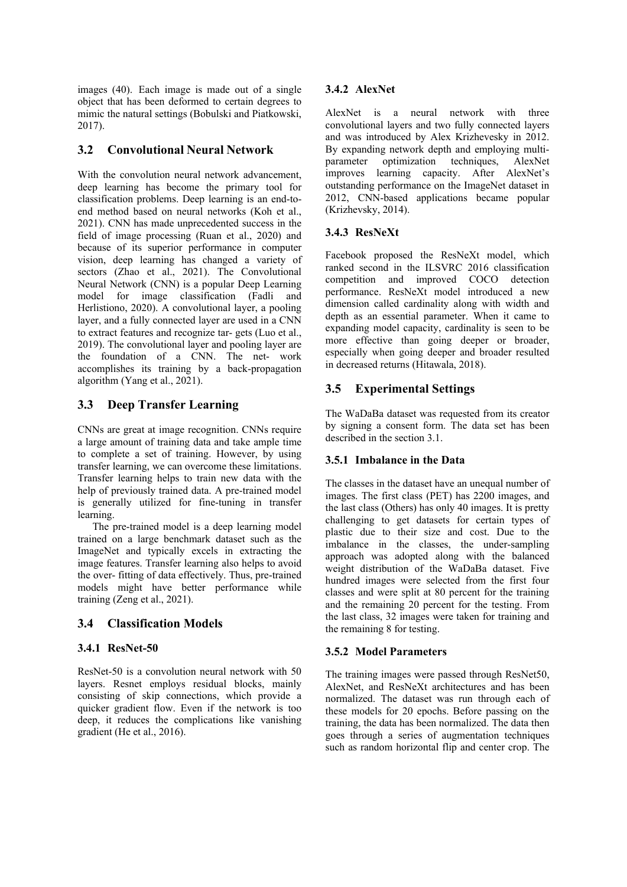images (40). Each image is made out of a single object that has been deformed to certain degrees to mimic the natural settings (Bobulski and Piatkowski, 2017).

## 3.2 Convolutional Neural Network

With the convolution neural network advancement, deep learning has become the primary tool for classification problems. Deep learning is an end-to-end method based on neural networks (Koh et al., 2021). CNN has made unprecedented success in the field of image processing (Ruan et al., 2020) and because of its superior performance in computer vision, deep learning has changed a variety of sectors (Zhao et al., 2021). The Convolutional Neural Network (CNN) is a popular Deep Learning model for image classification (Fadli and Herlistiono, 2020). A convolutional layer, a pooling layer, and a fully connected layer are used in a CNN to extract features and recognize tar- gets (Luo et al., 2019). The convolutional layer and pooling layer are the foundation of a CNN. The net- work accomplishes its training by a back-propagation algorithm (Yang et al., 2021).

## 3.3 Deep Transfer Learning

CNNs are great at image recognition. CNNs require a large amount of training data and take ample time to complete a set of training. However, by using transfer learning, we can overcome these limitations. Transfer learning helps to train new data with the help of previously trained data. A pre-trained model is generally utilized for fine-tuning in transfer learning.

The pre-trained model is a deep learning model trained on a large benchmark dataset such as the ImageNet and typically excels in extracting the image features. Transfer learning also helps to avoid the over- fitting of data effectively. Thus, pre-trained models might have better performance while training (Zeng et al., 2021).

## 3.4 Classification Models

### 3.4.1 ResNet-50

ResNet-50 is a convolution neural network with 50 layers. Resnet employs residual blocks, mainly consisting of skip connections, which provide a quicker gradient flow. Even if the network is too deep, it reduces the complications like vanishing gradient (He et al., 2016).

### 3.4.2 AlexNet

AlexNet is a neural network with three convolutional layers and two fully connected layers and was introduced by Alex Krizhevesky in 2012. By expanding network depth and employing multi-parameter optimization techniques, AlexNet improves learning capacity. After AlexNet's outstanding performance on the ImageNet dataset in 2012, CNN-based applications became popular (Krizhevsky, 2014).

### 3.4.3 ResNeXt

Facebook proposed the ResNeXt model, which ranked second in the ILSVRC 2016 classification competition and improved COCO detection performance. ResNeXt model introduced a new dimension called cardinality along with width and depth as an essential parameter. When it came to expanding model capacity, cardinality is seen to be more effective than going deeper or broader, especially when going deeper and broader resulted in decreased returns (Hitawala, 2018).

## 3.5 Experimental Settings

The WaDaBa dataset was requested from its creator by signing a consent form. The data set has been described in the section 3.1.

### 3.5.1 Imbalance in the Data

The classes in the dataset have an unequal number of images. The first class (PET) has 2200 images, and the last class (Others) has only 40 images. It is pretty challenging to get datasets for certain types of plastic due to their size and cost. Due to the imbalance in the classes, the under-sampling approach was adopted along with the balanced weight distribution of the WaDaBa dataset. Five hundred images were selected from the first four classes and were split at 80 percent for the training and the remaining 20 percent for the testing. From the last class, 32 images were taken for training and the remaining 8 for testing.

### 3.5.2 Model Parameters

The training images were passed through ResNet50, AlexNet, and ResNeXt architectures and has been normalized. The dataset was run through each of these models for 20 epochs. Before passing on the training, the data has been normalized. The data then goes through a series of augmentation techniques such as random horizontal flip and center crop. The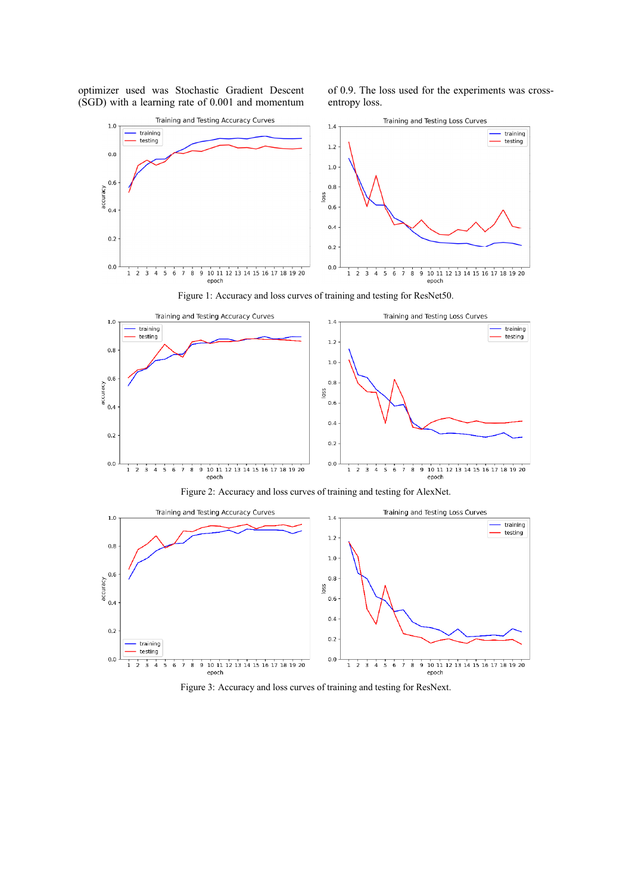optimizer used was Stochastic Gradient Descent (SGD) with a learning rate of 0.001 and momentum of 0.9. The loss used for the experiments was cross-entropy loss.

Figure 1: Accuracy and loss curves of training and testing for ResNet50.

Figure 2: Accuracy and loss curves of training and testing for AlexNet.

Figure 3: Accuracy and loss curves of training and testing for ResNext.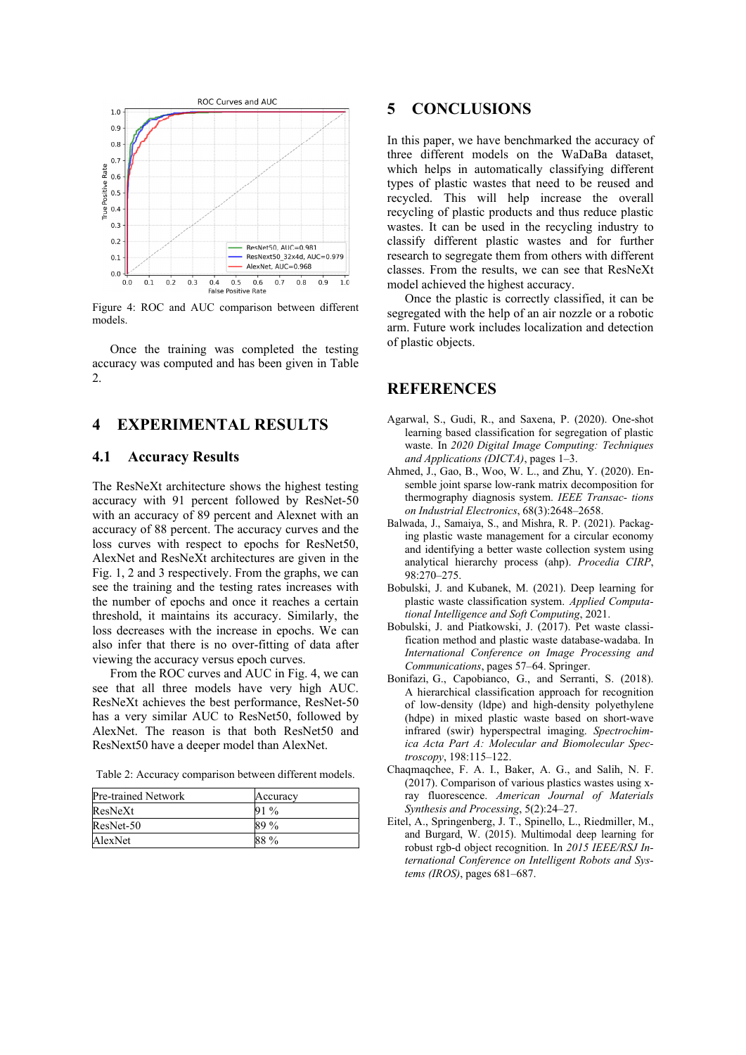Figure 4: ROC and AUC comparison between different models.

Once the training was completed the testing accuracy was computed and has been given in Table 2.

# 4 EXPERIMENTAL RESULTS

## 4.1 Accuracy Results

The ResNeXt architecture shows the highest testing accuracy with 91 percent followed by ResNet-50 with an accuracy of 89 percent and Alexnet with an accuracy of 88 percent. The accuracy curves and the loss curves with respect to epochs for ResNet50, AlexNet and ResNeXt architectures are given in the Fig. 1, 2 and 3 respectively. From the graphs, we can see the training and the testing rates increases with the number of epochs and once it reaches a certain threshold, it maintains its accuracy. Similarly, the loss decreases with the increase in epochs. We can also infer that there is no over-fitting of data after viewing the accuracy versus epoch curves.

From the ROC curves and AUC in Fig. 4, we can see that all three models have very high AUC. ResNeXt achieves the best performance, ResNet-50 has a very similar AUC to ResNet50, followed by AlexNet. The reason is that both ResNet50 and ResNext50 have a deeper model than AlexNet.

Table 2: Accuracy comparison between different models.

| Pre-trained Network | Accuracy |
|---|---|
| ResNeXt | 91 % |
| ResNet-50 | 89 % |
| AlexNet | 88 % |

# 5 CONCLUSIONS

In this paper, we have benchmarked the accuracy of three different models on the WaDaBa dataset, which helps in automatically classifying different types of plastic wastes that need to be reused and recycled. This will help increase the overall recycling of plastic products and thus reduce plastic wastes. It can be used in the recycling industry to classify different plastic wastes and for further research to segregate them from others with different classes. From the results, we can see that ResNeXt model achieved the highest accuracy.

Once the plastic is correctly classified, it can be segregated with the help of an air nozzle or a robotic arm. Future work includes localization and detection of plastic objects.

# REFERENCES

Agarwal, S., Gudi, R., and Saxena, P. (2020). One-shot learning based classification for segregation of plastic waste. In *2020 Digital Image Computing: Techniques and Applications (DICTA)*, pages 1–3.

Ahmed, J., Gao, B., Woo, W. L., and Zhu, Y. (2020). Ensemble joint sparse low-rank matrix decomposition for thermography diagnosis system. *IEEE Transac- tions on Industrial Electronics*, 68(3):2648–2658.

Balwada, J., Samaiya, S., and Mishra, R. P. (2021). Packaging plastic waste management for a circular economy and identifying a better waste collection system using analytical hierarchy process (ahp). *Procedia CIRP*, 98:270–275.

Bobulski, J. and Kubanek, M. (2021). Deep learning for plastic waste classification system. *Applied Computational Intelligence and Soft Computing*, 2021.

Bobulski, J. and Piatkowski, J. (2017). Pet waste classification method and plastic waste database-wadaba. In *International Conference on Image Processing and Communications*, pages 57–64. Springer.

Bonifazi, G., Capobianco, G., and Serranti, S. (2018). A hierarchical classification approach for recognition of low-density (ldpe) and high-density polyethylene (hdpe) in mixed plastic waste based on short-wave infrared (swir) hyperspectral imaging. *Spectrochimica Acta Part A: Molecular and Biomolecular Spectroscopy*, 198:115–122.

Chaqmaqchee, F. A. I., Baker, A. G., and Salih, N. F. (2017). Comparison of various plastics wastes using x-ray fluorescence. *American Journal of Materials Synthesis and Processing*, 5(2):24–27.

Eitel, A., Springenberg, J. T., Spinello, L., Riedmiller, M., and Burgard, W. (2015). Multimodal deep learning for robust rgb-d object recognition. In *2015 IEEE/RSJ International Conference on Intelligent Robots and Systems (IROS)*, pages 681–687.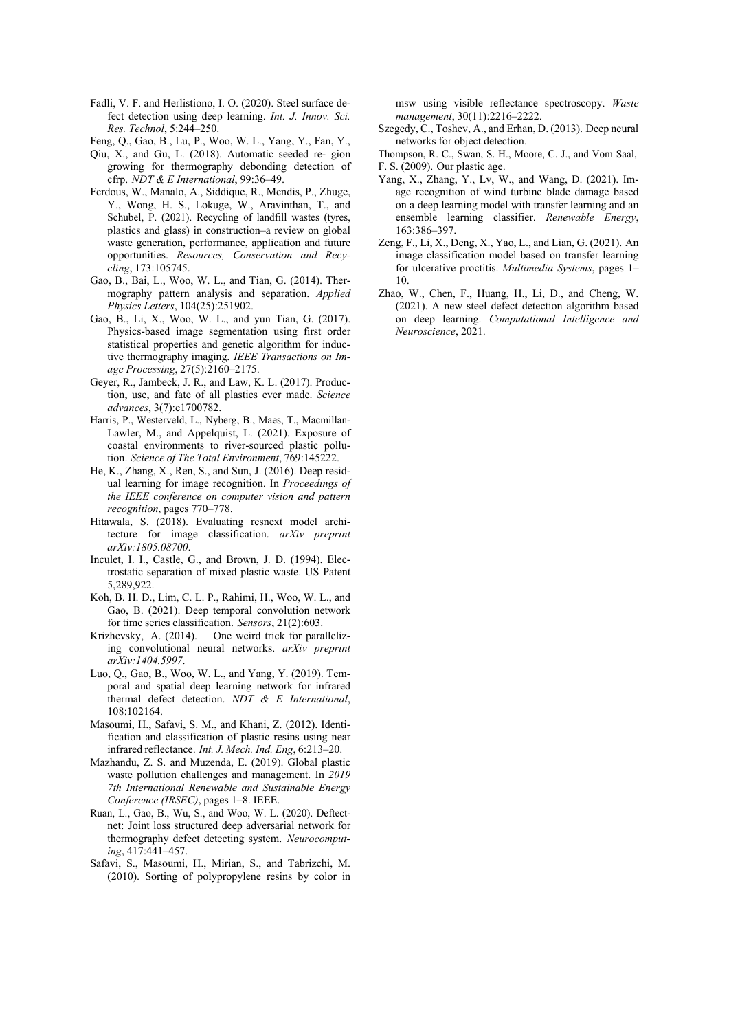Fadli, V. F. and Herlistiono, I. O. (2020). Steel surface defect detection using deep learning. *Int. J. Innov. Sci. Res. Technol*, 5:244–250.

Feng, Q., Gao, B., Lu, P., Woo, W. L., Yang, Y., Fan, Y., Qiu, X., and Gu, L. (2018). Automatic seeded re- gion growing for thermography debonding detection of cfrp. *NDT & E International*, 99:36–49.

Ferdous, W., Manalo, A., Siddique, R., Mendis, P., Zhuge, Y., Wong, H. S., Lokuge, W., Aravinthan, T., and Schubel, P. (2021). Recycling of landfill wastes (tyres, plastics and glass) in construction–a review on global waste generation, performance, application and future opportunities. *Resources, Conservation and Recycling*, 173:105745.

Gao, B., Bai, L., Woo, W. L., and Tian, G. (2014). Thermography pattern analysis and separation. *Applied Physics Letters*, 104(25):251902.

Gao, B., Li, X., Woo, W. L., and yun Tian, G. (2017). Physics-based image segmentation using first order statistical properties and genetic algorithm for inductive thermography imaging. *IEEE Transactions on Image Processing*, 27(5):2160–2175.

Geyer, R., Jambeck, J. R., and Law, K. L. (2017). Production, use, and fate of all plastics ever made. *Science advances*, 3(7):e1700782.

Harris, P., Westerveld, L., Nyberg, B., Maes, T., Macmillan-Lawler, M., and Appelquist, L. (2021). Exposure of coastal environments to river-sourced plastic pollution. *Science of The Total Environment*, 769:145222.

He, K., Zhang, X., Ren, S., and Sun, J. (2016). Deep residual learning for image recognition. In *Proceedings of the IEEE conference on computer vision and pattern recognition*, pages 770–778.

Hitawala, S. (2018). Evaluating resnext model architecture for image classification. *arXiv preprint arXiv:1805.08700*.

Inculet, I. I., Castle, G., and Brown, J. D. (1994). Electrostatic separation of mixed plastic waste. US Patent 5,289,922.

Koh, B. H. D., Lim, C. L. P., Rahimi, H., Woo, W. L., and Gao, B. (2021). Deep temporal convolution network for time series classification. *Sensors*, 21(2):603.

Krizhevsky, A. (2014). One weird trick for parallelizing convolutional neural networks. *arXiv preprint arXiv:1404.5997*.

Luo, Q., Gao, B., Woo, W. L., and Yang, Y. (2019). Temporal and spatial deep learning network for infrared thermal defect detection. *NDT & E International*, 108:102164.

Masoumi, H., Safavi, S. M., and Khani, Z. (2012). Identification and classification of plastic resins using near infrared reflectance. *Int. J. Mech. Ind. Eng*, 6:213–20.

Mazhandu, Z. S. and Muzenda, E. (2019). Global plastic waste pollution challenges and management. In *2019 7th International Renewable and Sustainable Energy Conference (IRSEC)*, pages 1–8. IEEE.

Ruan, L., Gao, B., Wu, S., and Woo, W. L. (2020). Deftectnet: Joint loss structured deep adversarial network for thermography defect detecting system. *Neurocomputing*, 417:441–457.

Safavi, S., Masoumi, H., Mirian, S., and Tabrizchi, M. (2010). Sorting of polypropylene resins by color in msw using visible reflectance spectroscopy. *Waste management*, 30(11):2216–2222.

Szegedy, C., Toshev, A., and Erhan, D. (2013). Deep neural networks for object detection.

Thompson, R. C., Swan, S. H., Moore, C. J., and Vom Saal, F. S. (2009). Our plastic age.

Yang, X., Zhang, Y., Lv, W., and Wang, D. (2021). Image recognition of wind turbine blade damage based on a deep learning model with transfer learning and an ensemble learning classifier. *Renewable Energy*, 163:386–397.

Zeng, F., Li, X., Deng, X., Yao, L., and Lian, G. (2021). An image classification model based on transfer learning for ulcerative proctitis. *Multimedia Systems*, pages 1–10.

Zhao, W., Chen, F., Huang, H., Li, D., and Cheng, W. (2021). A new steel defect detection algorithm based on deep learning. *Computational Intelligence and Neuroscience*, 2021.